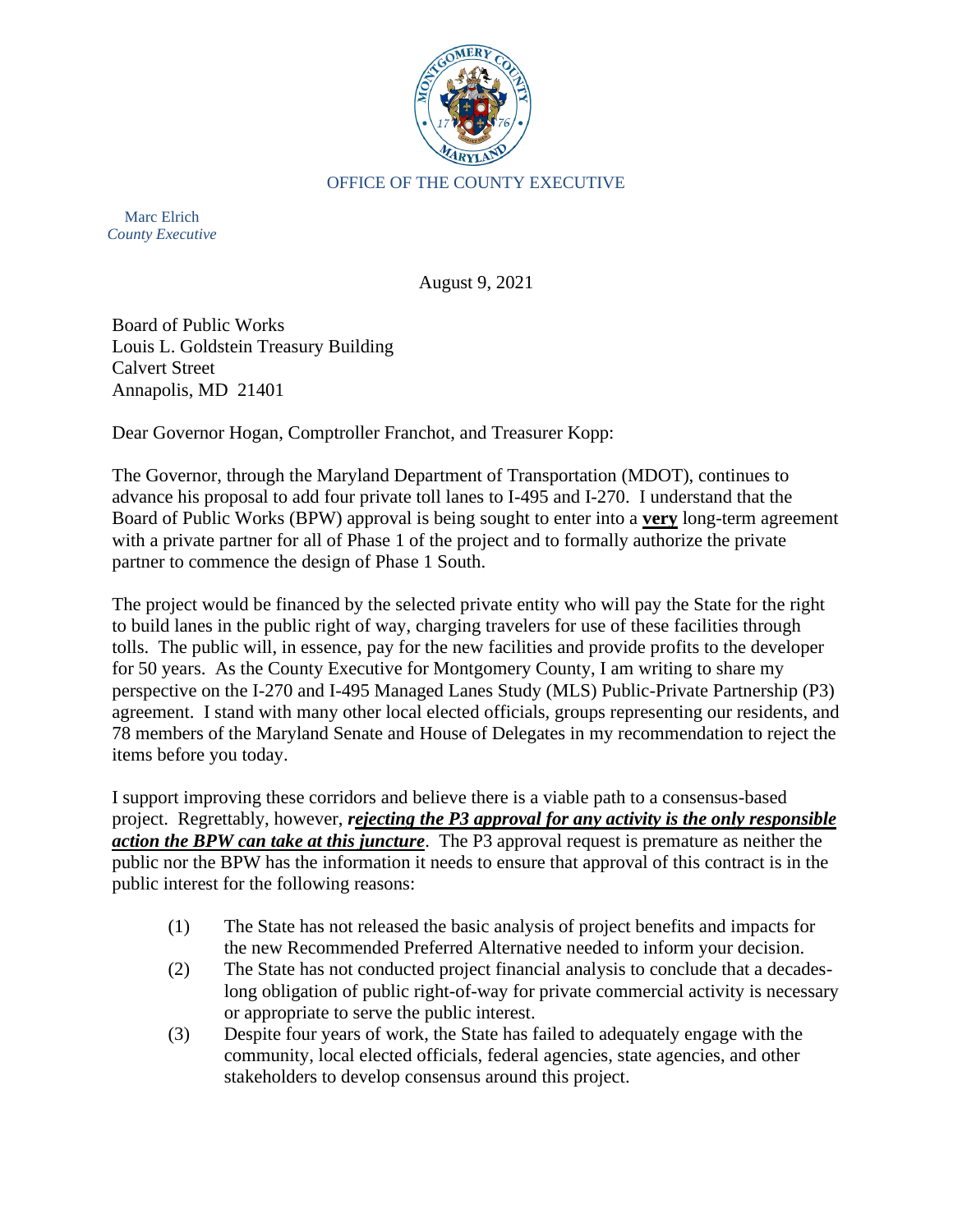OFFICE OF THE COUNTY EXECUTIVE

Marc Elrich
*County Executive*

August 9, 2021

Board of Public Works
Louis L. Goldstein Treasury Building
Calvert Street
Annapolis, MD 21401

Dear Governor Hogan, Comptroller Franchot, and Treasurer Kopp:

The Governor, through the Maryland Department of Transportation (MDOT), continues to advance his proposal to add four private toll lanes to I-495 and I-270. I understand that the Board of Public Works (BPW) approval is being sought to enter into a **<u>very</u>** long-term agreement with a private partner for all of Phase 1 of the project and to formally authorize the private partner to commence the design of Phase 1 South.

The project would be financed by the selected private entity who will pay the State for the right to build lanes in the public right of way, charging travelers for use of these facilities through tolls. The public will, in essence, pay for the new facilities and provide profits to the developer for 50 years. As the County Executive for Montgomery County, I am writing to share my perspective on the I-270 and I-495 Managed Lanes Study (MLS) Public-Private Partnership (P3) agreement. I stand with many other local elected officials, groups representing our residents, and 78 members of the Maryland Senate and House of Delegates in my recommendation to reject the items before you today.

I support improving these corridors and believe there is a viable path to a consensus-based project. Regrettably, however, ***<u>rejecting the P3 approval for any activity is the only responsible action the BPW can take at this juncture</u>***. The P3 approval request is premature as neither the public nor the BPW has the information it needs to ensure that approval of this contract is in the public interest for the following reasons:

(1) The State has not released the basic analysis of project benefits and impacts for the new Recommended Preferred Alternative needed to inform your decision.

(2) The State has not conducted project financial analysis to conclude that a decades-long obligation of public right-of-way for private commercial activity is necessary or appropriate to serve the public interest.

(3) Despite four years of work, the State has failed to adequately engage with the community, local elected officials, federal agencies, state agencies, and other stakeholders to develop consensus around this project.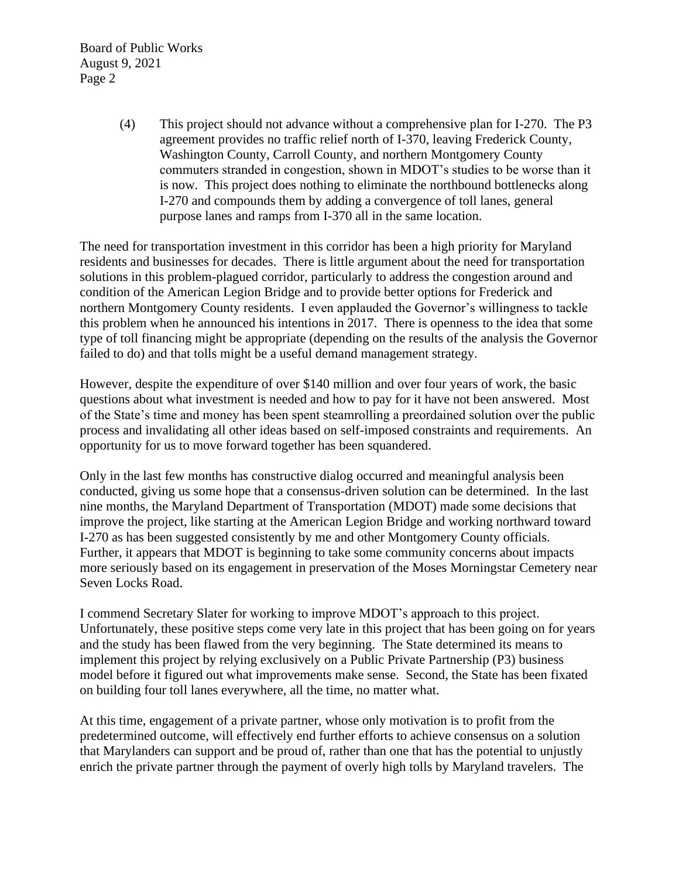(4) This project should not advance without a comprehensive plan for I-270. The P3 agreement provides no traffic relief north of I-370, leaving Frederick County, Washington County, Carroll County, and northern Montgomery County commuters stranded in congestion, shown in MDOT's studies to be worse than it is now. This project does nothing to eliminate the northbound bottlenecks along I-270 and compounds them by adding a convergence of toll lanes, general purpose lanes and ramps from I-370 all in the same location.

The need for transportation investment in this corridor has been a high priority for Maryland residents and businesses for decades. There is little argument about the need for transportation solutions in this problem-plagued corridor, particularly to address the congestion around and condition of the American Legion Bridge and to provide better options for Frederick and northern Montgomery County residents. I even applauded the Governor's willingness to tackle this problem when he announced his intentions in 2017. There is openness to the idea that some type of toll financing might be appropriate (depending on the results of the analysis the Governor failed to do) and that tolls might be a useful demand management strategy.

However, despite the expenditure of over $140 million and over four years of work, the basic questions about what investment is needed and how to pay for it have not been answered. Most of the State's time and money has been spent steamrolling a preordained solution over the public process and invalidating all other ideas based on self-imposed constraints and requirements. An opportunity for us to move forward together has been squandered.

Only in the last few months has constructive dialog occurred and meaningful analysis been conducted, giving us some hope that a consensus-driven solution can be determined. In the last nine months, the Maryland Department of Transportation (MDOT) made some decisions that improve the project, like starting at the American Legion Bridge and working northward toward I-270 as has been suggested consistently by me and other Montgomery County officials. Further, it appears that MDOT is beginning to take some community concerns about impacts more seriously based on its engagement in preservation of the Moses Morningstar Cemetery near Seven Locks Road.

I commend Secretary Slater for working to improve MDOT's approach to this project. Unfortunately, these positive steps come very late in this project that has been going on for years and the study has been flawed from the very beginning. The State determined its means to implement this project by relying exclusively on a Public Private Partnership (P3) business model before it figured out what improvements make sense. Second, the State has been fixated on building four toll lanes everywhere, all the time, no matter what.

At this time, engagement of a private partner, whose only motivation is to profit from the predetermined outcome, will effectively end further efforts to achieve consensus on a solution that Marylanders can support and be proud of, rather than one that has the potential to unjustly enrich the private partner through the payment of overly high tolls by Maryland travelers. The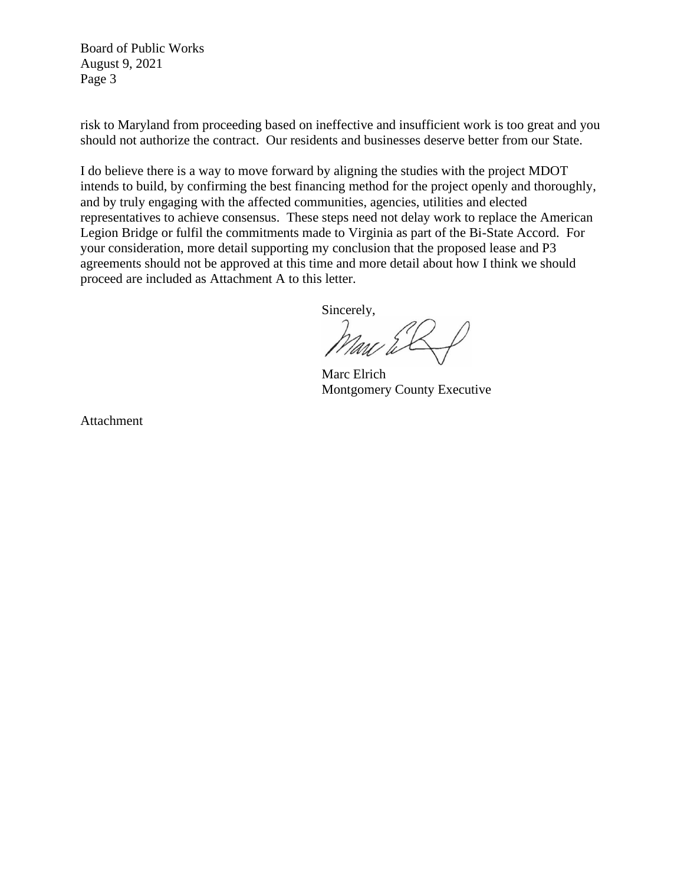risk to Maryland from proceeding based on ineffective and insufficient work is too great and you should not authorize the contract. Our residents and businesses deserve better from our State.

I do believe there is a way to move forward by aligning the studies with the project MDOT intends to build, by confirming the best financing method for the project openly and thoroughly, and by truly engaging with the affected communities, agencies, utilities and elected representatives to achieve consensus. These steps need not delay work to replace the American Legion Bridge or fulfil the commitments made to Virginia as part of the Bi-State Accord. For your consideration, more detail supporting my conclusion that the proposed lease and P3 agreements should not be approved at this time and more detail about how I think we should proceed are included as Attachment A to this letter.

Sincerely,

Marc Elrich
Montgomery County Executive

Attachment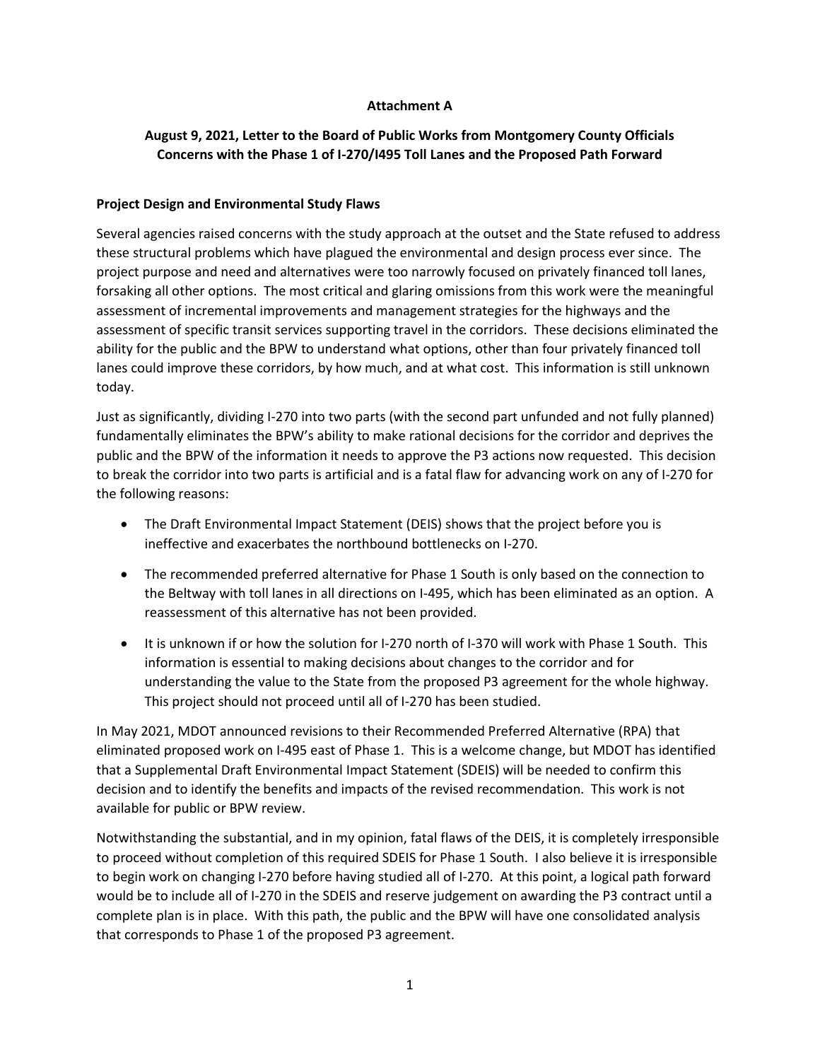**Attachment A**

**August 9, 2021, Letter to the Board of Public Works from Montgomery County Officials Concerns with the Phase 1 of I-270/I495 Toll Lanes and the Proposed Path Forward**

**Project Design and Environmental Study Flaws**

Several agencies raised concerns with the study approach at the outset and the State refused to address these structural problems which have plagued the environmental and design process ever since. The project purpose and need and alternatives were too narrowly focused on privately financed toll lanes, forsaking all other options. The most critical and glaring omissions from this work were the meaningful assessment of incremental improvements and management strategies for the highways and the assessment of specific transit services supporting travel in the corridors. These decisions eliminated the ability for the public and the BPW to understand what options, other than four privately financed toll lanes could improve these corridors, by how much, and at what cost. This information is still unknown today.

Just as significantly, dividing I-270 into two parts (with the second part unfunded and not fully planned) fundamentally eliminates the BPW's ability to make rational decisions for the corridor and deprives the public and the BPW of the information it needs to approve the P3 actions now requested. This decision to break the corridor into two parts is artificial and is a fatal flaw for advancing work on any of I-270 for the following reasons:

- The Draft Environmental Impact Statement (DEIS) shows that the project before you is ineffective and exacerbates the northbound bottlenecks on I-270.
- The recommended preferred alternative for Phase 1 South is only based on the connection to the Beltway with toll lanes in all directions on I-495, which has been eliminated as an option. A reassessment of this alternative has not been provided.
- It is unknown if or how the solution for I-270 north of I-370 will work with Phase 1 South. This information is essential to making decisions about changes to the corridor and for understanding the value to the State from the proposed P3 agreement for the whole highway. This project should not proceed until all of I-270 has been studied.

In May 2021, MDOT announced revisions to their Recommended Preferred Alternative (RPA) that eliminated proposed work on I-495 east of Phase 1. This is a welcome change, but MDOT has identified that a Supplemental Draft Environmental Impact Statement (SDEIS) will be needed to confirm this decision and to identify the benefits and impacts of the revised recommendation. This work is not available for public or BPW review.

Notwithstanding the substantial, and in my opinion, fatal flaws of the DEIS, it is completely irresponsible to proceed without completion of this required SDEIS for Phase 1 South. I also believe it is irresponsible to begin work on changing I-270 before having studied all of I-270. At this point, a logical path forward would be to include all of I-270 in the SDEIS and reserve judgement on awarding the P3 contract until a complete plan is in place. With this path, the public and the BPW will have one consolidated analysis that corresponds to Phase 1 of the proposed P3 agreement.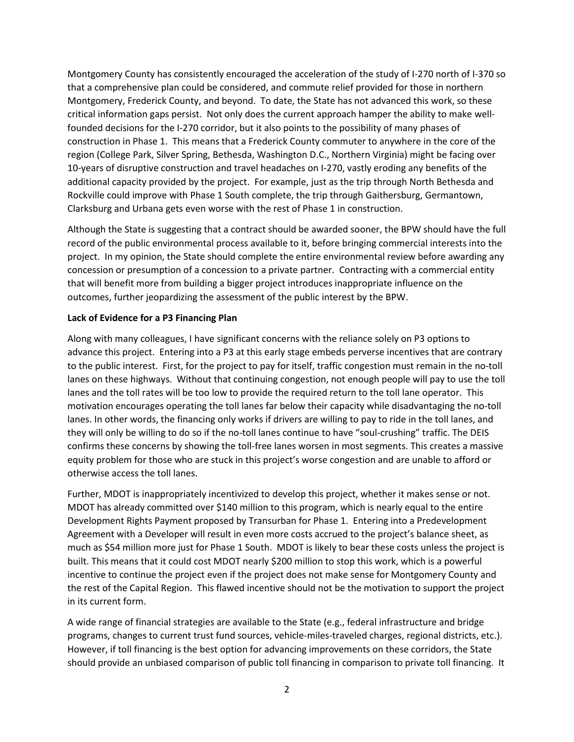Montgomery County has consistently encouraged the acceleration of the study of I-270 north of I-370 so that a comprehensive plan could be considered, and commute relief provided for those in northern Montgomery, Frederick County, and beyond. To date, the State has not advanced this work, so these critical information gaps persist. Not only does the current approach hamper the ability to make well-founded decisions for the I-270 corridor, but it also points to the possibility of many phases of construction in Phase 1. This means that a Frederick County commuter to anywhere in the core of the region (College Park, Silver Spring, Bethesda, Washington D.C., Northern Virginia) might be facing over 10-years of disruptive construction and travel headaches on I-270, vastly eroding any benefits of the additional capacity provided by the project. For example, just as the trip through North Bethesda and Rockville could improve with Phase 1 South complete, the trip through Gaithersburg, Germantown, Clarksburg and Urbana gets even worse with the rest of Phase 1 in construction.

Although the State is suggesting that a contract should be awarded sooner, the BPW should have the full record of the public environmental process available to it, before bringing commercial interests into the project. In my opinion, the State should complete the entire environmental review before awarding any concession or presumption of a concession to a private partner. Contracting with a commercial entity that will benefit more from building a bigger project introduces inappropriate influence on the outcomes, further jeopardizing the assessment of the public interest by the BPW.

**Lack of Evidence for a P3 Financing Plan**

Along with many colleagues, I have significant concerns with the reliance solely on P3 options to advance this project. Entering into a P3 at this early stage embeds perverse incentives that are contrary to the public interest. First, for the project to pay for itself, traffic congestion must remain in the no-toll lanes on these highways. Without that continuing congestion, not enough people will pay to use the toll lanes and the toll rates will be too low to provide the required return to the toll lane operator. This motivation encourages operating the toll lanes far below their capacity while disadvantaging the no-toll lanes. In other words, the financing only works if drivers are willing to pay to ride in the toll lanes, and they will only be willing to do so if the no-toll lanes continue to have "soul-crushing" traffic. The DEIS confirms these concerns by showing the toll-free lanes worsen in most segments. This creates a massive equity problem for those who are stuck in this project's worse congestion and are unable to afford or otherwise access the toll lanes.

Further, MDOT is inappropriately incentivized to develop this project, whether it makes sense or not. MDOT has already committed over $140 million to this program, which is nearly equal to the entire Development Rights Payment proposed by Transurban for Phase 1. Entering into a Predevelopment Agreement with a Developer will result in even more costs accrued to the project's balance sheet, as much as $54 million more just for Phase 1 South. MDOT is likely to bear these costs unless the project is built. This means that it could cost MDOT nearly $200 million to stop this work, which is a powerful incentive to continue the project even if the project does not make sense for Montgomery County and the rest of the Capital Region. This flawed incentive should not be the motivation to support the project in its current form.

A wide range of financial strategies are available to the State (e.g., federal infrastructure and bridge programs, changes to current trust fund sources, vehicle-miles-traveled charges, regional districts, etc.). However, if toll financing is the best option for advancing improvements on these corridors, the State should provide an unbiased comparison of public toll financing in comparison to private toll financing. It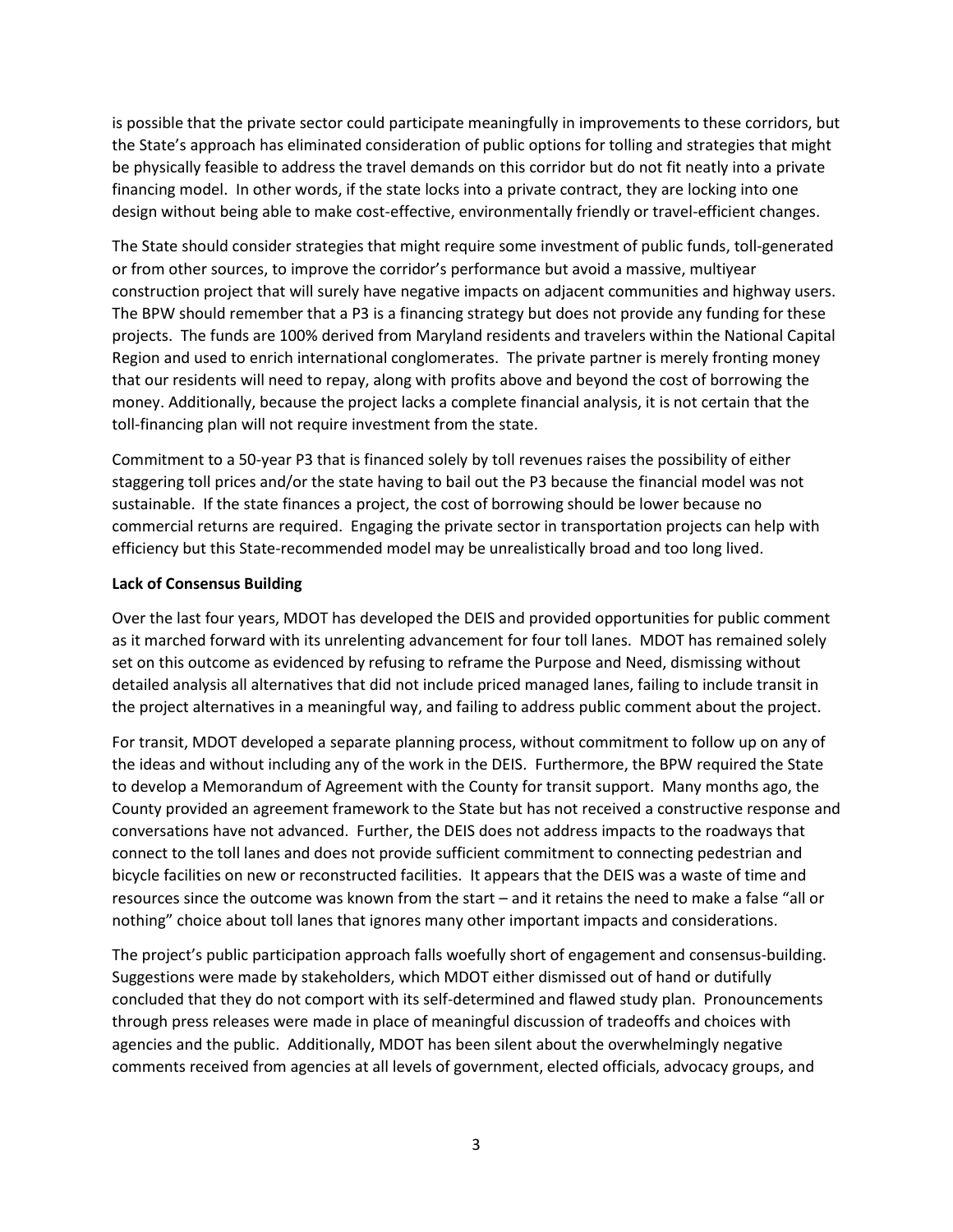is possible that the private sector could participate meaningfully in improvements to these corridors, but the State's approach has eliminated consideration of public options for tolling and strategies that might be physically feasible to address the travel demands on this corridor but do not fit neatly into a private financing model. In other words, if the state locks into a private contract, they are locking into one design without being able to make cost-effective, environmentally friendly or travel-efficient changes.

The State should consider strategies that might require some investment of public funds, toll-generated or from other sources, to improve the corridor's performance but avoid a massive, multiyear construction project that will surely have negative impacts on adjacent communities and highway users. The BPW should remember that a P3 is a financing strategy but does not provide any funding for these projects. The funds are 100% derived from Maryland residents and travelers within the National Capital Region and used to enrich international conglomerates. The private partner is merely fronting money that our residents will need to repay, along with profits above and beyond the cost of borrowing the money. Additionally, because the project lacks a complete financial analysis, it is not certain that the toll-financing plan will not require investment from the state.

Commitment to a 50-year P3 that is financed solely by toll revenues raises the possibility of either staggering toll prices and/or the state having to bail out the P3 because the financial model was not sustainable. If the state finances a project, the cost of borrowing should be lower because no commercial returns are required. Engaging the private sector in transportation projects can help with efficiency but this State-recommended model may be unrealistically broad and too long lived.

**Lack of Consensus Building**

Over the last four years, MDOT has developed the DEIS and provided opportunities for public comment as it marched forward with its unrelenting advancement for four toll lanes. MDOT has remained solely set on this outcome as evidenced by refusing to reframe the Purpose and Need, dismissing without detailed analysis all alternatives that did not include priced managed lanes, failing to include transit in the project alternatives in a meaningful way, and failing to address public comment about the project.

For transit, MDOT developed a separate planning process, without commitment to follow up on any of the ideas and without including any of the work in the DEIS. Furthermore, the BPW required the State to develop a Memorandum of Agreement with the County for transit support. Many months ago, the County provided an agreement framework to the State but has not received a constructive response and conversations have not advanced. Further, the DEIS does not address impacts to the roadways that connect to the toll lanes and does not provide sufficient commitment to connecting pedestrian and bicycle facilities on new or reconstructed facilities. It appears that the DEIS was a waste of time and resources since the outcome was known from the start – and it retains the need to make a false "all or nothing" choice about toll lanes that ignores many other important impacts and considerations.

The project's public participation approach falls woefully short of engagement and consensus-building. Suggestions were made by stakeholders, which MDOT either dismissed out of hand or dutifully concluded that they do not comport with its self-determined and flawed study plan. Pronouncements through press releases were made in place of meaningful discussion of tradeoffs and choices with agencies and the public. Additionally, MDOT has been silent about the overwhelmingly negative comments received from agencies at all levels of government, elected officials, advocacy groups, and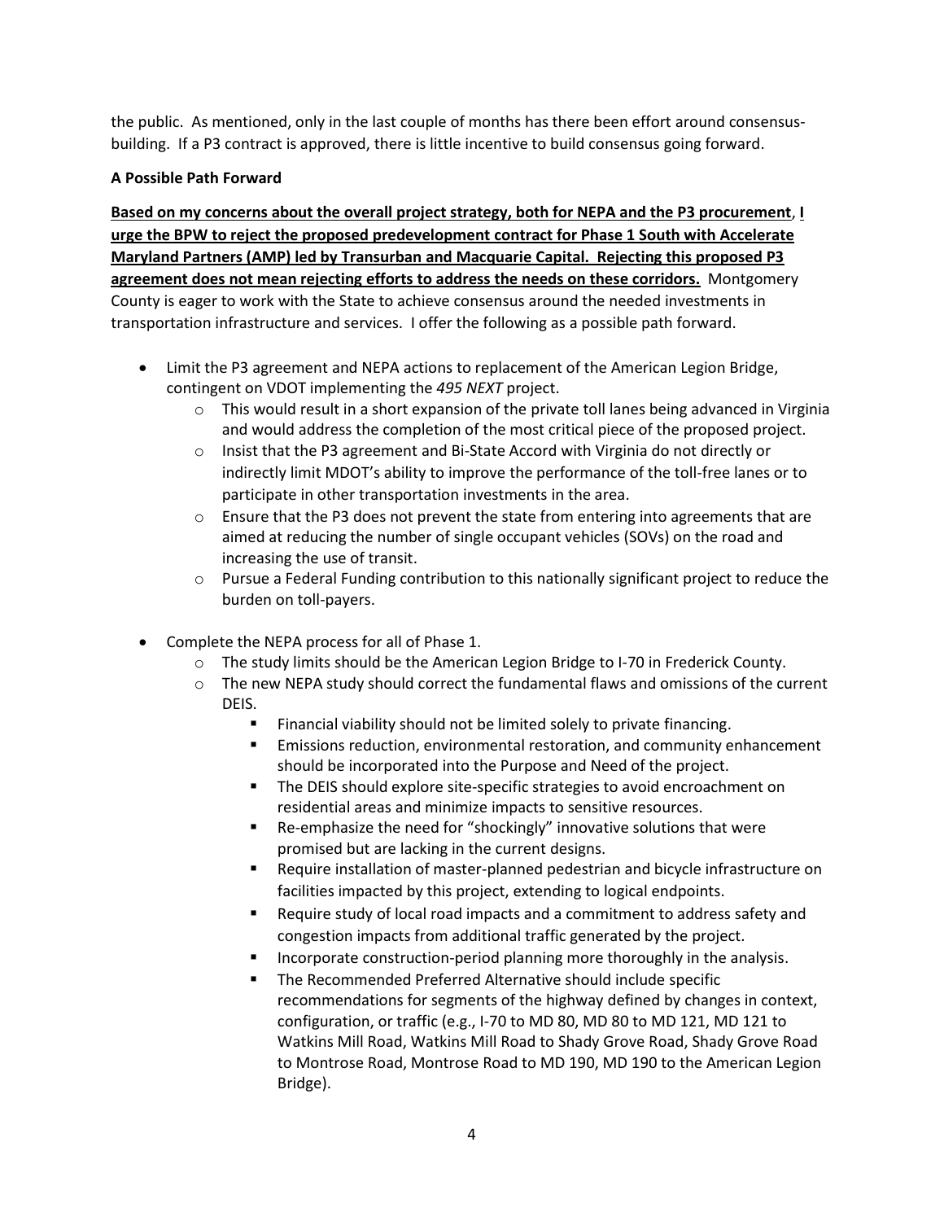the public. As mentioned, only in the last couple of months has there been effort around consensus-building. If a P3 contract is approved, there is little incentive to build consensus going forward.

**A Possible Path Forward**

**Based on my concerns about the overall project strategy, both for NEPA and the P3 procurement**, **I urge the BPW to reject the proposed predevelopment contract for Phase 1 South with Accelerate Maryland Partners (AMP) led by Transurban and Macquarie Capital. Rejecting this proposed P3 agreement does not mean rejecting efforts to address the needs on these corridors.** Montgomery County is eager to work with the State to achieve consensus around the needed investments in transportation infrastructure and services. I offer the following as a possible path forward.

- Limit the P3 agreement and NEPA actions to replacement of the American Legion Bridge, contingent on VDOT implementing the *495 NEXT* project.
  - This would result in a short expansion of the private toll lanes being advanced in Virginia and would address the completion of the most critical piece of the proposed project.
  - Insist that the P3 agreement and Bi-State Accord with Virginia do not directly or indirectly limit MDOT's ability to improve the performance of the toll-free lanes or to participate in other transportation investments in the area.
  - Ensure that the P3 does not prevent the state from entering into agreements that are aimed at reducing the number of single occupant vehicles (SOVs) on the road and increasing the use of transit.
  - Pursue a Federal Funding contribution to this nationally significant project to reduce the burden on toll-payers.

- Complete the NEPA process for all of Phase 1.
  - The study limits should be the American Legion Bridge to I-70 in Frederick County.
  - The new NEPA study should correct the fundamental flaws and omissions of the current DEIS.
    - Financial viability should not be limited solely to private financing.
    - Emissions reduction, environmental restoration, and community enhancement should be incorporated into the Purpose and Need of the project.
    - The DEIS should explore site-specific strategies to avoid encroachment on residential areas and minimize impacts to sensitive resources.
    - Re-emphasize the need for "shockingly" innovative solutions that were promised but are lacking in the current designs.
    - Require installation of master-planned pedestrian and bicycle infrastructure on facilities impacted by this project, extending to logical endpoints.
    - Require study of local road impacts and a commitment to address safety and congestion impacts from additional traffic generated by the project.
    - Incorporate construction-period planning more thoroughly in the analysis.
    - The Recommended Preferred Alternative should include specific recommendations for segments of the highway defined by changes in context, configuration, or traffic (e.g., I-70 to MD 80, MD 80 to MD 121, MD 121 to Watkins Mill Road, Watkins Mill Road to Shady Grove Road, Shady Grove Road to Montrose Road, Montrose Road to MD 190, MD 190 to the American Legion Bridge).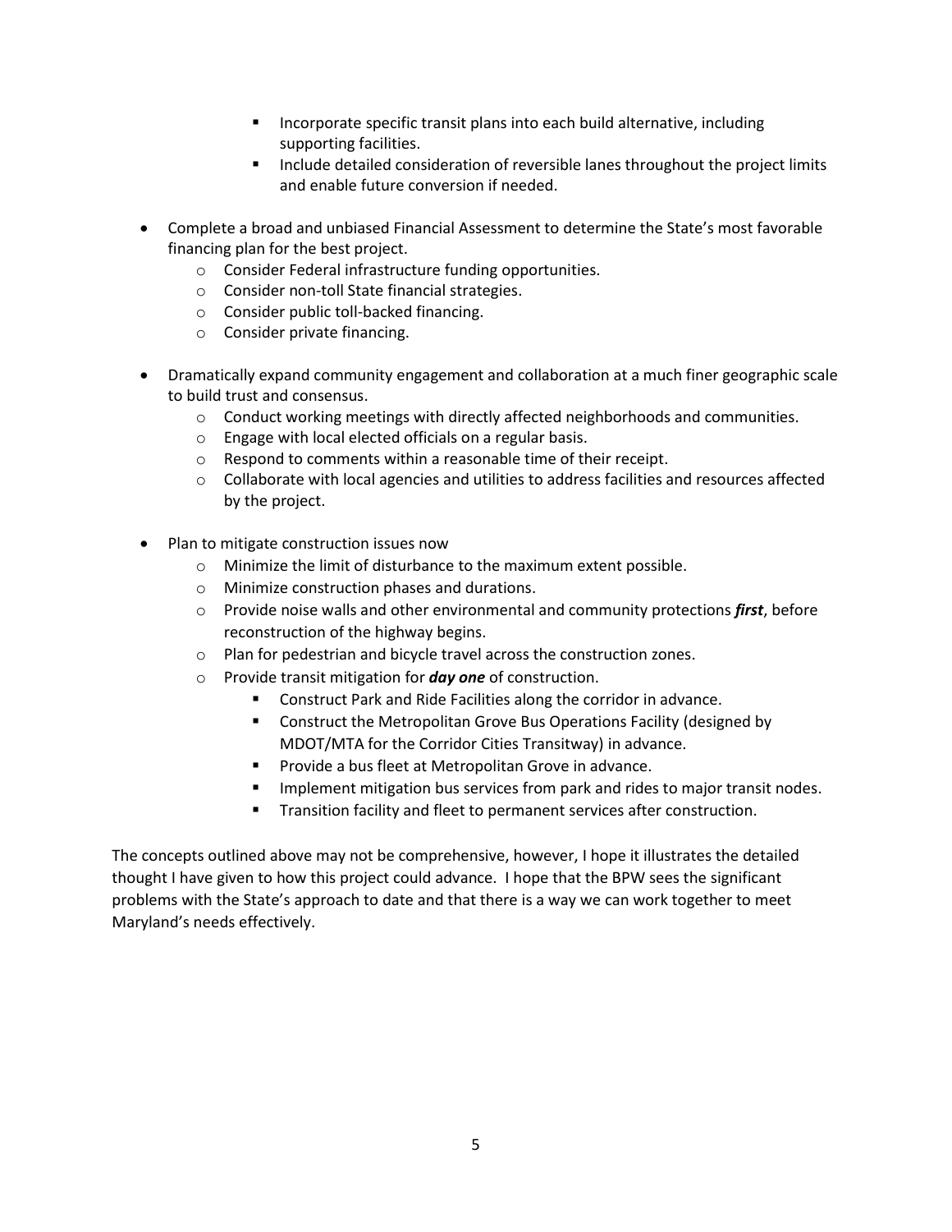- Incorporate specific transit plans into each build alternative, including supporting facilities.
        - Include detailed consideration of reversible lanes throughout the project limits and enable future conversion if needed.

- Complete a broad and unbiased Financial Assessment to determine the State's most favorable financing plan for the best project.
    - Consider Federal infrastructure funding opportunities.
    - Consider non-toll State financial strategies.
    - Consider public toll-backed financing.
    - Consider private financing.

- Dramatically expand community engagement and collaboration at a much finer geographic scale to build trust and consensus.
    - Conduct working meetings with directly affected neighborhoods and communities.
    - Engage with local elected officials on a regular basis.
    - Respond to comments within a reasonable time of their receipt.
    - Collaborate with local agencies and utilities to address facilities and resources affected by the project.

- Plan to mitigate construction issues now
    - Minimize the limit of disturbance to the maximum extent possible.
    - Minimize construction phases and durations.
    - Provide noise walls and other environmental and community protections ***first***, before reconstruction of the highway begins.
    - Plan for pedestrian and bicycle travel across the construction zones.
    - Provide transit mitigation for ***day one*** of construction.
        - Construct Park and Ride Facilities along the corridor in advance.
        - Construct the Metropolitan Grove Bus Operations Facility (designed by MDOT/MTA for the Corridor Cities Transitway) in advance.
        - Provide a bus fleet at Metropolitan Grove in advance.
        - Implement mitigation bus services from park and rides to major transit nodes.
        - Transition facility and fleet to permanent services after construction.

The concepts outlined above may not be comprehensive, however, I hope it illustrates the detailed thought I have given to how this project could advance. I hope that the BPW sees the significant problems with the State's approach to date and that there is a way we can work together to meet Maryland's needs effectively.